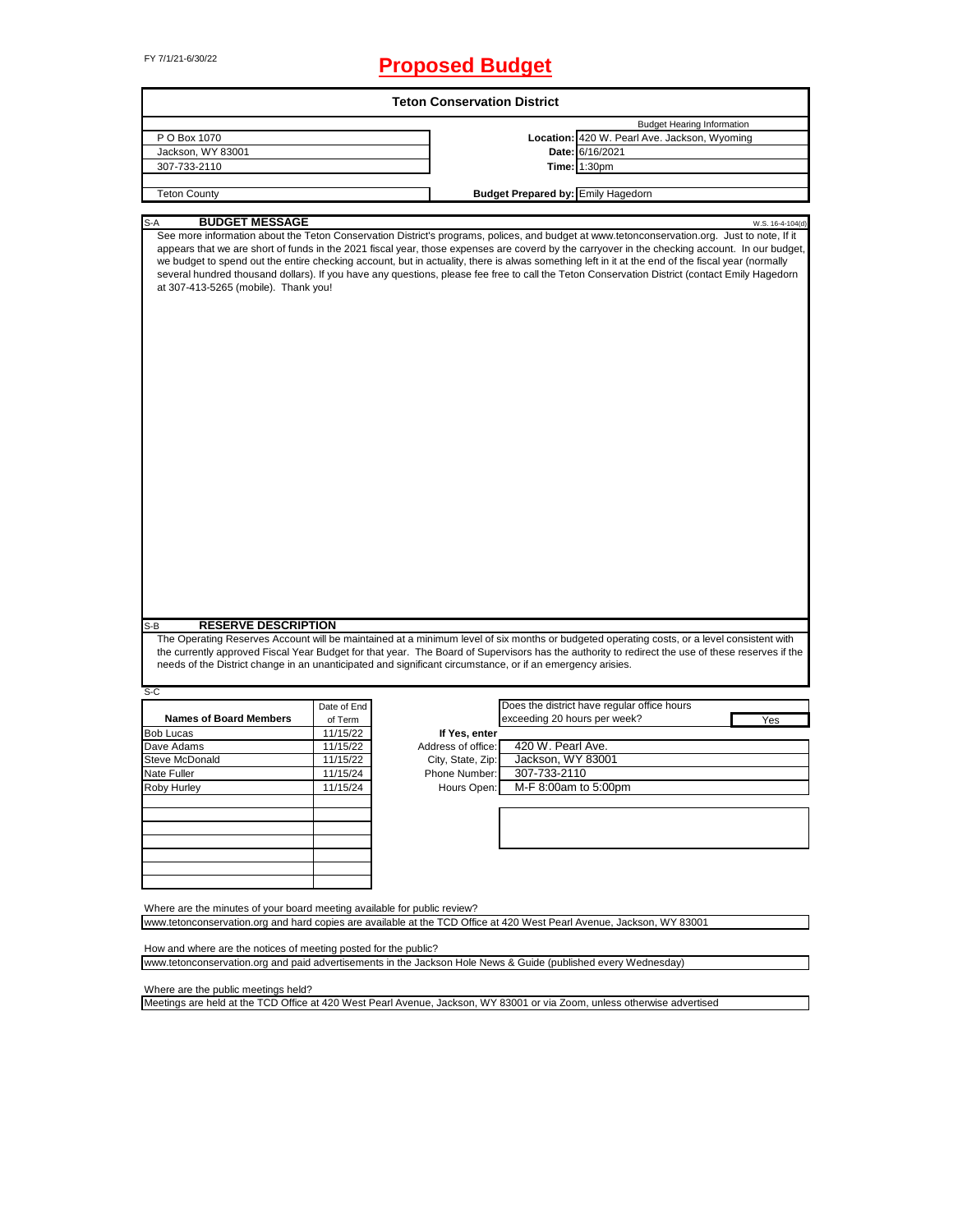FY 7/1/21-6/30/22

# Proposed Budget

## Teton Conservation District

| | Budget Hearing Information | |
|---|---|---|
| P O Box 1070 | **Location:** | 420 W. Pearl Ave. Jackson, Wyoming |
| Jackson, WY 83001 | **Date:** | 6/16/2021 |
| 307-733-2110 | **Time:** | 1:30pm |
| Teton County | **Budget Prepared by:** | Emily Hagedorn |

### S-A BUDGET MESSAGE

W.S. 16-4-104(d)

See more information about the Teton Conservation District's programs, polices, and budget at www.tetonconservation.org. Just to note, If it appears that we are short of funds in the 2021 fiscal year, those expenses are coverd by the carryover in the checking account. In our budget, we budget to spend out the entire checking account, but in actuality, there is alwas something left in it at the end of the fiscal year (normally several hundred thousand dollars). If you have any questions, please fee free to call the Teton Conservation District (contact Emily Hagedorn at 307-413-5265 (mobile). Thank you!

### S-B RESERVE DESCRIPTION

The Operating Reserves Account will be maintained at a minimum level of six months or budgeted operating costs, or a level consistent with the currently approved Fiscal Year Budget for that year. The Board of Supervisors has the authority to redirect the use of these reserves if the needs of the District change in an unanticipated and significant circumstance, or if an emergency arises.

### S-C

| Names of Board Members | Date of End of Term |
|---|---|
| Bob Lucas | 11/15/22 |
| Dave Adams | 11/15/22 |
| Steve McDonald | 11/15/22 |
| Nate Fuller | 11/15/24 |
| Roby Hurley | 11/15/24 |

Does the district have regular office hours exceeding 20 hours per week? Yes

**If Yes, enter**

| | |
|---|---|
| Address of office: | 420 W. Pearl Ave. |
| City, State, Zip: | Jackson, WY 83001 |
| Phone Number: | 307-733-2110 |
| Hours Open: | M-F 8:00am to 5:00pm |

Where are the minutes of your board meeting available for public review?
www.tetonconservation.org and hard copies are available at the TCD Office at 420 West Pearl Avenue, Jackson, WY 83001

How and where are the notices of meeting posted for the public?
www.tetonconservation.org and paid advertisements in the Jackson Hole News & Guide (published every Wednesday)

Where are the public meetings held?
Meetings are held at the TCD Office at 420 West Pearl Avenue, Jackson, WY 83001 or via Zoom, unless otherwise advertised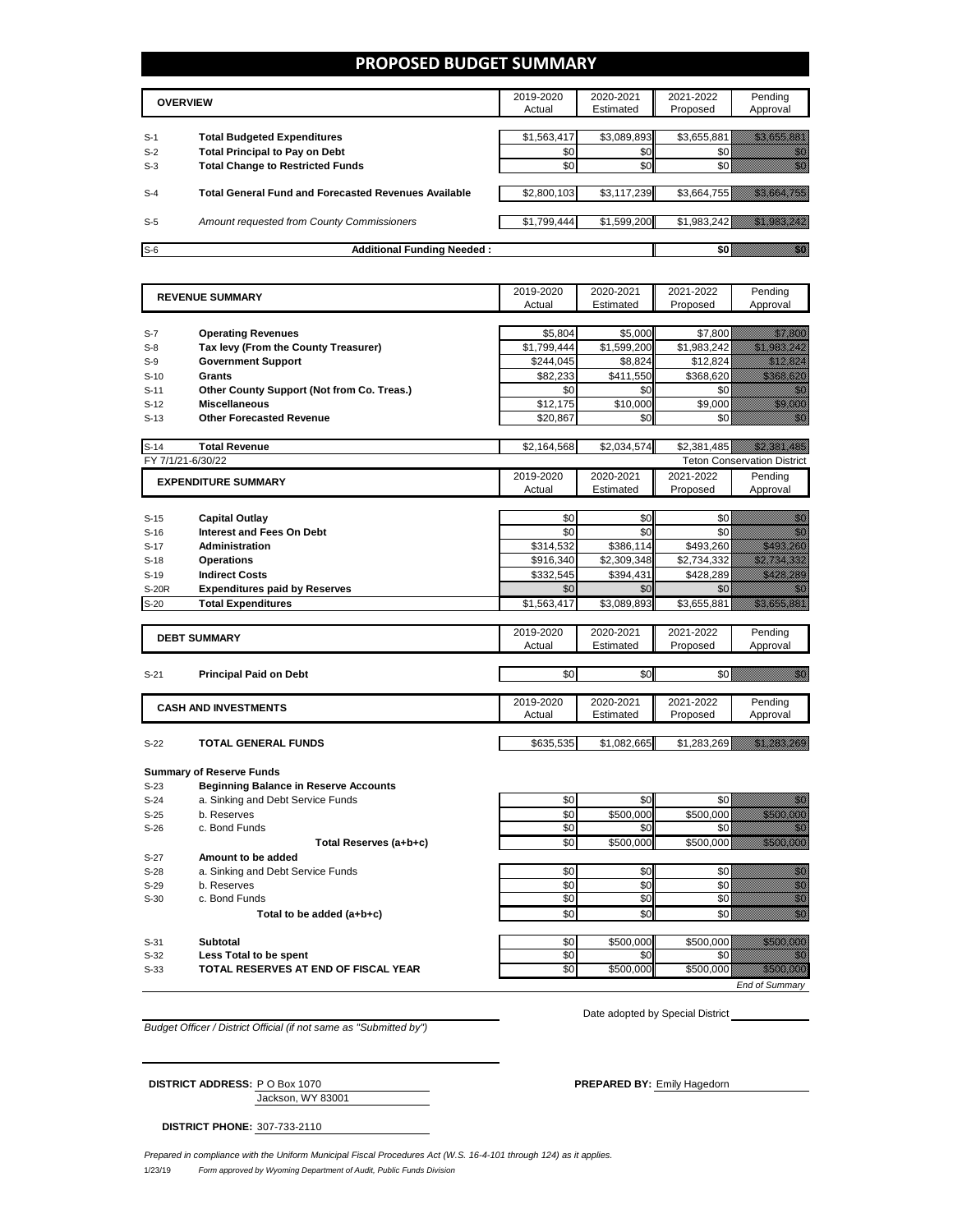# PROPOSED BUDGET SUMMARY

| | OVERVIEW | 2019-2020 Actual | 2020-2021 Estimated | 2021-2022 Proposed | Pending Approval |
|---|---|---|---|---|---|
| S-1 | **Total Budgeted Expenditures** | $1,563,417 | $3,089,893 | $3,655,881 | $3,655,881 |
| S-2 | **Total Principal to Pay on Debt** | $0 | $0 | $0 | $0 |
| S-3 | **Total Change to Restricted Funds** | $0 | $0 | $0 | $0 |
| S-4 | **Total General Fund and Forecasted Revenues Available** | $2,800,103 | $3,117,239 | $3,664,755 | $3,664,755 |
| S-5 | *Amount requested from County Commissioners* | $1,799,444 | $1,599,200 | $1,983,242 | $1,983,242 |
| S-6 | **Additional Funding Needed :** | | | $0 | $0 |

| | REVENUE SUMMARY | 2019-2020 Actual | 2020-2021 Estimated | 2021-2022 Proposed | Pending Approval |
|---|---|---|---|---|---|
| S-7 | **Operating Revenues** | $5,804 | $5,000 | $7,800 | $7,800 |
| S-8 | **Tax levy (From the County Treasurer)** | $1,799,444 | $1,599,200 | $1,983,242 | $1,983,242 |
| S-9 | **Government Support** | $244,045 | $8,824 | $12,824 | $12,824 |
| S-10 | **Grants** | $82,233 | $411,550 | $368,620 | $368,620 |
| S-11 | **Other County Support (Not from Co. Treas.)** | $0 | $0 | $0 | $0 |
| S-12 | **Miscellaneous** | $12,175 | $10,000 | $9,000 | $9,000 |
| S-13 | **Other Forecasted Revenue** | $20,867 | $0 | $0 | $0 |
| S-14 | **Total Revenue** | $2,164,568 | $2,034,574 | $2,381,485 | $2,381,485 |

FY 7/1/21-6/30/22 — Teton Conservation District

| | EXPENDITURE SUMMARY | 2019-2020 Actual | 2020-2021 Estimated | 2021-2022 Proposed | Pending Approval |
|---|---|---|---|---|---|
| S-15 | **Capital Outlay** | $0 | $0 | $0 | $0 |
| S-16 | **Interest and Fees On Debt** | $0 | $0 | $0 | $0 |
| S-17 | **Administration** | $314,532 | $386,114 | $493,260 | $493,260 |
| S-18 | **Operations** | $916,340 | $2,309,348 | $2,734,332 | $2,734,332 |
| S-19 | **Indirect Costs** | $332,545 | $394,431 | $428,289 | $428,289 |
| S-20R | **Expenditures paid by Reserves** | $0 | $0 | $0 | $0 |
| S-20 | **Total Expenditures** | $1,563,417 | $3,089,893 | $3,655,881 | $3,655,881 |

| | DEBT SUMMARY | 2019-2020 Actual | 2020-2021 Estimated | 2021-2022 Proposed | Pending Approval |
|---|---|---|---|---|---|
| S-21 | **Principal Paid on Debt** | $0 | $0 | $0 | $0 |

| | CASH AND INVESTMENTS | 2019-2020 Actual | 2020-2021 Estimated | 2021-2022 Proposed | Pending Approval |
|---|---|---|---|---|---|
| S-22 | **TOTAL GENERAL FUNDS** | $635,535 | $1,082,665 | $1,283,269 | $1,283,269 |

**Summary of Reserve Funds**

| | | 2019-2020 Actual | 2020-2021 Estimated | 2021-2022 Proposed | Pending Approval |
|---|---|---|---|---|---|
| S-23 | **Beginning Balance in Reserve Accounts** | | | | |
| S-24 | a. Sinking and Debt Service Funds | $0 | $0 | $0 | $0 |
| S-25 | b. Reserves | $0 | $500,000 | $500,000 | $500,000 |
| S-26 | c. Bond Funds | $0 | $0 | $0 | $0 |
| | **Total Reserves (a+b+c)** | $0 | $500,000 | $500,000 | $500,000 |
| S-27 | **Amount to be added** | | | | |
| S-28 | a. Sinking and Debt Service Funds | $0 | $0 | $0 | $0 |
| S-29 | b. Reserves | $0 | $0 | $0 | $0 |
| S-30 | c. Bond Funds | $0 | $0 | $0 | $0 |
| | **Total to be added (a+b+c)** | $0 | $0 | $0 | $0 |
| S-31 | **Subtotal** | $0 | $500,000 | $500,000 | $500,000 |
| S-32 | **Less Total to be spent** | $0 | $0 | $0 | $0 |
| S-33 | **TOTAL RESERVES AT END OF FISCAL YEAR** | $0 | $500,000 | $500,000 | $500,000 |

*End of Summary*

*Budget Officer / District Official (if not same as "Submitted by")*

Date adopted by Special District

**DISTRICT ADDRESS:** P O Box 1070
Jackson, WY 83001

**PREPARED BY:** Emily Hagedorn

**DISTRICT PHONE:** 307-733-2110

*Prepared in compliance with the Uniform Municipal Fiscal Procedures Act (W.S. 16-4-101 through 124) as it applies.*

1/23/19 *Form approved by Wyoming Department of Audit, Public Funds Division*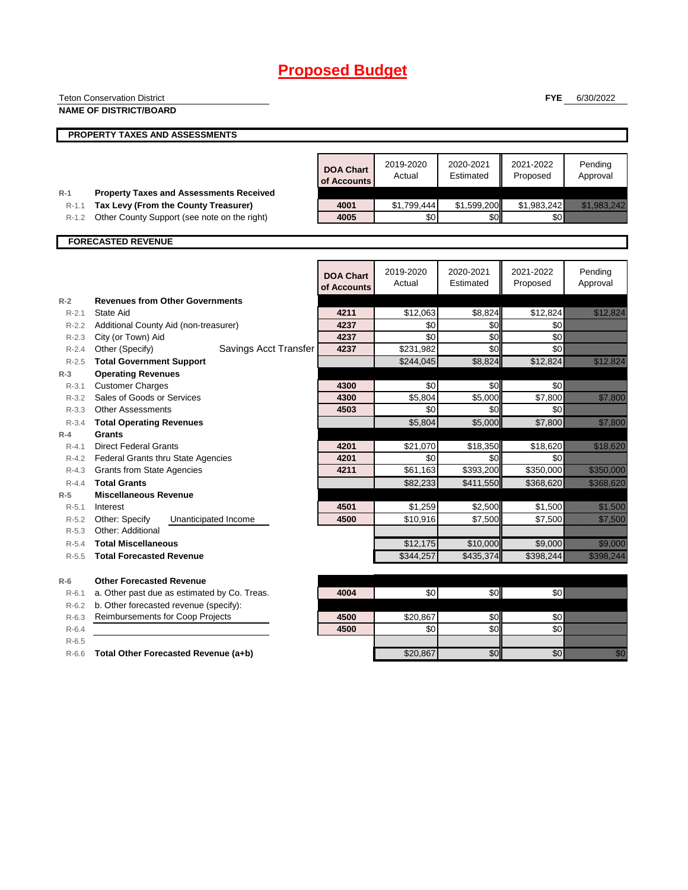# Proposed Budget

Teton Conservation District
**NAME OF DISTRICT/BOARD**

**FYE** 6/30/2022

## PROPERTY TAXES AND ASSESSMENTS

| | | DOA Chart of Accounts | 2019-2020 Actual | 2020-2021 Estimated | 2021-2022 Proposed | Pending Approval |
|---|---|---|---|---|---|---|
| R-1 | **Property Taxes and Assessments Received** | | | | | |
| R-1.1 | **Tax Levy (From the County Treasurer)** | 4001 | $1,799,444 | $1,599,200 | $1,983,242 | $1,983,242 |
| R-1.2 | Other County Support (see note on the right) | 4005 | $0 | $0 | $0 | |

## FORECASTED REVENUE

| | | DOA Chart of Accounts | 2019-2020 Actual | 2020-2021 Estimated | 2021-2022 Proposed | Pending Approval |
|---|---|---|---|---|---|---|
| R-2 | **Revenues from Other Governments** | | | | | |
| R-2.1 | State Aid | 4211 | $12,063 | $8,824 | $12,824 | $12,824 |
| R-2.2 | Additional County Aid (non-treasurer) | 4237 | $0 | $0 | $0 | |
| R-2.3 | City (or Town) Aid | 4237 | $0 | $0 | $0 | |
| R-2.4 | Other (Specify) Savings Acct Transfer | 4237 | $231,982 | $0 | $0 | |
| R-2.5 | **Total Government Support** | | $244,045 | $8,824 | $12,824 | $12,824 |
| R-3 | **Operating Revenues** | | | | | |
| R-3.1 | Customer Charges | 4300 | $0 | $0 | $0 | |
| R-3.2 | Sales of Goods or Services | 4300 | $5,804 | $5,000 | $7,800 | $7,800 |
| R-3.3 | Other Assessments | 4503 | $0 | $0 | $0 | |
| R-3.4 | **Total Operating Revenues** | | $5,804 | $5,000 | $7,800 | $7,800 |
| R-4 | **Grants** | | | | | |
| R-4.1 | Direct Federal Grants | 4201 | $21,070 | $18,350 | $18,620 | $18,620 |
| R-4.2 | Federal Grants thru State Agencies | 4201 | $0 | $0 | $0 | |
| R-4.3 | Grants from State Agencies | 4211 | $61,163 | $393,200 | $350,000 | $350,000 |
| R-4.4 | **Total Grants** | | $82,233 | $411,550 | $368,620 | $368,620 |
| R-5 | **Miscellaneous Revenue** | | | | | |
| R-5.1 | Interest | 4501 | $1,259 | $2,500 | $1,500 | $1,500 |
| R-5.2 | Other: Specify Unanticipated Income | 4500 | $10,916 | $7,500 | $7,500 | $7,500 |
| R-5.3 | Other: Additional | | | | | |
| R-5.4 | **Total Miscellaneous** | | $12,175 | $10,000 | $9,000 | $9,000 |
| R-5.5 | **Total Forecasted Revenue** | | $344,257 | $435,374 | $398,244 | $398,244 |
| R-6 | **Other Forecasted Revenue** | | | | | |
| R-6.1 | a. Other past due as estimated by Co. Treas. | 4004 | $0 | $0 | $0 | |
| R-6.2 | b. Other forecasted revenue (specify): | | | | | |
| R-6.3 | Reimbursements for Coop Projects | 4500 | $20,867 | $0 | $0 | |
| R-6.4 | | 4500 | $0 | $0 | $0 | |
| R-6.5 | | | | | | |
| R-6.6 | **Total Other Forecasted Revenue (a+b)** | | $20,867 | $0 | $0 | $0 |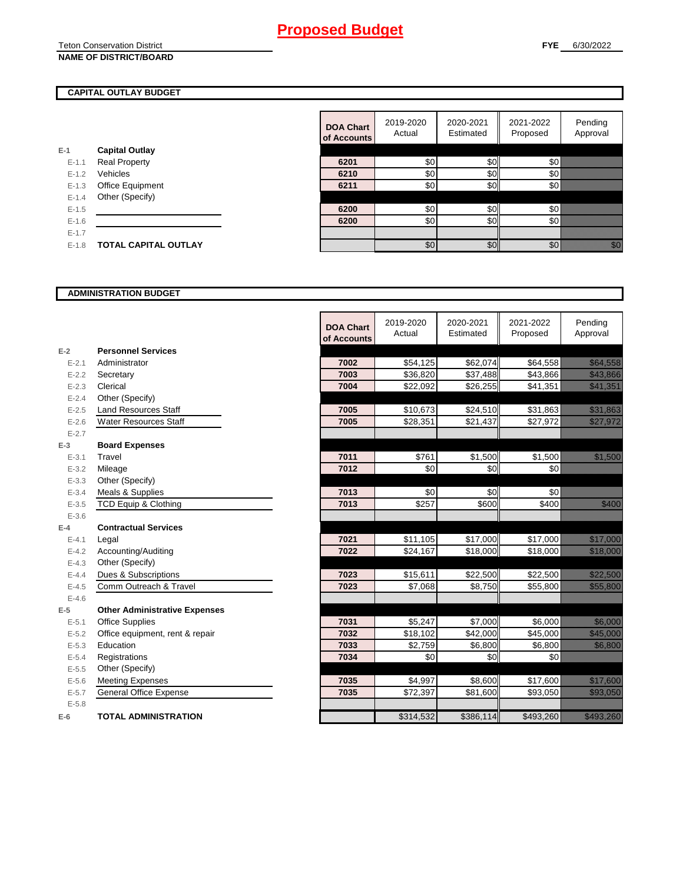# Proposed Budget

Teton Conservation District
**NAME OF DISTRICT/BOARD**

**FYE** 6/30/2022

## CAPITAL OUTLAY BUDGET

| | | DOA Chart of Accounts | 2019-2020 Actual | 2020-2021 Estimated | 2021-2022 Proposed | Pending Approval |
|---|---|---|---|---|---|---|
| E-1 | **Capital Outlay** | | | | | |
| E-1.1 | Real Property | 6201 | $0 | $0 | $0 | |
| E-1.2 | Vehicles | 6210 | $0 | $0 | $0 | |
| E-1.3 | Office Equipment | 6211 | $0 | $0 | $0 | |
| E-1.4 | Other (Specify) | | | | | |
| E-1.5 | | 6200 | $0 | $0 | $0 | |
| E-1.6 | | 6200 | $0 | $0 | $0 | |
| E-1.7 | | | | | | |
| E-1.8 | **TOTAL CAPITAL OUTLAY** | | $0 | $0 | $0 | $0 |

## ADMINISTRATION BUDGET

| | | DOA Chart of Accounts | 2019-2020 Actual | 2020-2021 Estimated | 2021-2022 Proposed | Pending Approval |
|---|---|---|---|---|---|---|
| E-2 | **Personnel Services** | | | | | |
| E-2.1 | Administrator | 7002 | $54,125 | $62,074 | $64,558 | $64,558 |
| E-2.2 | Secretary | 7003 | $36,820 | $37,488 | $43,866 | $43,866 |
| E-2.3 | Clerical | 7004 | $22,092 | $26,255 | $41,351 | $41,351 |
| E-2.4 | Other (Specify) | | | | | |
| E-2.5 | Land Resources Staff | 7005 | $10,673 | $24,510 | $31,863 | $31,863 |
| E-2.6 | Water Resources Staff | 7005 | $28,351 | $21,437 | $27,972 | $27,972 |
| E-2.7 | | | | | | |
| E-3 | **Board Expenses** | | | | | |
| E-3.1 | Travel | 7011 | $761 | $1,500 | $1,500 | $1,500 |
| E-3.2 | Mileage | 7012 | $0 | $0 | $0 | |
| E-3.3 | Other (Specify) | | | | | |
| E-3.4 | Meals & Supplies | 7013 | $0 | $0 | $0 | |
| E-3.5 | TCD Equip & Clothing | 7013 | $257 | $600 | $400 | $400 |
| E-3.6 | | | | | | |
| E-4 | **Contractual Services** | | | | | |
| E-4.1 | Legal | 7021 | $11,105 | $17,000 | $17,000 | $17,000 |
| E-4.2 | Accounting/Auditing | 7022 | $24,167 | $18,000 | $18,000 | $18,000 |
| E-4.3 | Other (Specify) | | | | | |
| E-4.4 | Dues & Subscriptions | 7023 | $15,611 | $22,500 | $22,500 | $22,500 |
| E-4.5 | Comm Outreach & Travel | 7023 | $7,068 | $8,750 | $55,800 | $55,800 |
| E-4.6 | | | | | | |
| E-5 | **Other Administrative Expenses** | | | | | |
| E-5.1 | Office Supplies | 7031 | $5,247 | $7,000 | $6,000 | $6,000 |
| E-5.2 | Office equipment, rent & repair | 7032 | $18,102 | $42,000 | $45,000 | $45,000 |
| E-5.3 | Education | 7033 | $2,759 | $6,800 | $6,800 | $6,800 |
| E-5.4 | Registrations | 7034 | $0 | $0 | $0 | |
| E-5.5 | Other (Specify) | | | | | |
| E-5.6 | Meeting Expenses | 7035 | $4,997 | $8,600 | $17,600 | $17,600 |
| E-5.7 | General Office Expense | 7035 | $72,397 | $81,600 | $93,050 | $93,050 |
| E-5.8 | | | | | | |
| E-6 | **TOTAL ADMINISTRATION** | | $314,532 | $386,114 | $493,260 | $493,260 |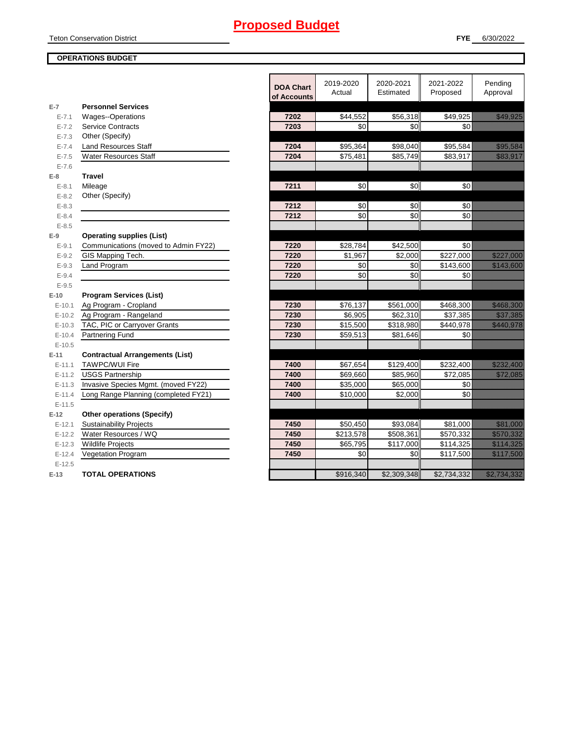# Proposed Budget

Teton Conservation District

**FYE** 6/30/2022

**OPERATIONS BUDGET**

| | | DOA Chart of Accounts | 2019-2020 Actual | 2020-2021 Estimated | 2021-2022 Proposed | Pending Approval |
|---|---|---|---|---|---|---|
| E-7 | **Personnel Services** | | | | | |
| E-7.1 | Wages--Operations | 7202 | $44,552 | $56,318 | $49,925 | $49,925 |
| E-7.2 | Service Contracts | 7203 | $0 | $0 | $0 | |
| E-7.3 | Other (Specify) | | | | | |
| E-7.4 | Land Resources Staff | 7204 | $95,364 | $98,040 | $95,584 | $95,584 |
| E-7.5 | Water Resources Staff | 7204 | $75,481 | $85,749 | $83,917 | $83,917 |
| E-7.6 | | | | | | |
| E-8 | **Travel** | | | | | |
| E-8.1 | Mileage | 7211 | $0 | $0 | $0 | |
| E-8.2 | Other (Specify) | | | | | |
| E-8.3 | | 7212 | $0 | $0 | $0 | |
| E-8.4 | | 7212 | $0 | $0 | $0 | |
| E-8.5 | | | | | | |
| E-9 | **Operating supplies (List)** | | | | | |
| E-9.1 | Communications (moved to Admin FY22) | 7220 | $28,784 | $42,500 | $0 | |
| E-9.2 | GIS Mapping Tech. | 7220 | $1,967 | $2,000 | $227,000 | $227,000 |
| E-9.3 | Land Program | 7220 | $0 | $0 | $143,600 | $143,600 |
| E-9.4 | | 7220 | $0 | $0 | $0 | |
| E-9.5 | | | | | | |
| E-10 | **Program Services (List)** | | | | | |
| E-10.1 | Ag Program - Cropland | 7230 | $76,137 | $561,000 | $468,300 | $468,300 |
| E-10.2 | Ag Program - Rangeland | 7230 | $6,905 | $62,310 | $37,385 | $37,385 |
| E-10.3 | TAC, PIC or Carryover Grants | 7230 | $15,500 | $318,980 | $440,978 | $440,978 |
| E-10.4 | Partnering Fund | 7230 | $59,513 | $81,646 | $0 | |
| E-10.5 | | | | | | |
| E-11 | **Contractual Arrangements (List)** | | | | | |
| E-11.1 | TAWPC/WUI Fire | 7400 | $67,654 | $129,400 | $232,400 | $232,400 |
| E-11.2 | USGS Partnership | 7400 | $69,660 | $85,960 | $72,085 | $72,085 |
| E-11.3 | Invasive Species Mgmt. (moved FY22) | 7400 | $35,000 | $65,000 | $0 | |
| E-11.4 | Long Range Planning (completed FY21) | 7400 | $10,000 | $2,000 | $0 | |
| E-11.5 | | | | | | |
| E-12 | **Other operations (Specify)** | | | | | |
| E-12.1 | Sustainability Projects | 7450 | $50,450 | $93,084 | $81,000 | $81,000 |
| E-12.2 | Water Resources / WQ | 7450 | $213,578 | $508,361 | $570,332 | $570,332 |
| E-12.3 | Wildlife Projects | 7450 | $65,795 | $117,000 | $114,325 | $114,325 |
| E-12.4 | Vegetation Program | 7450 | $0 | $0 | $117,500 | $117,500 |
| E-12.5 | | | | | | |
| E-13 | **TOTAL OPERATIONS** | | $916,340 | $2,309,348 | $2,734,332 | $2,734,332 |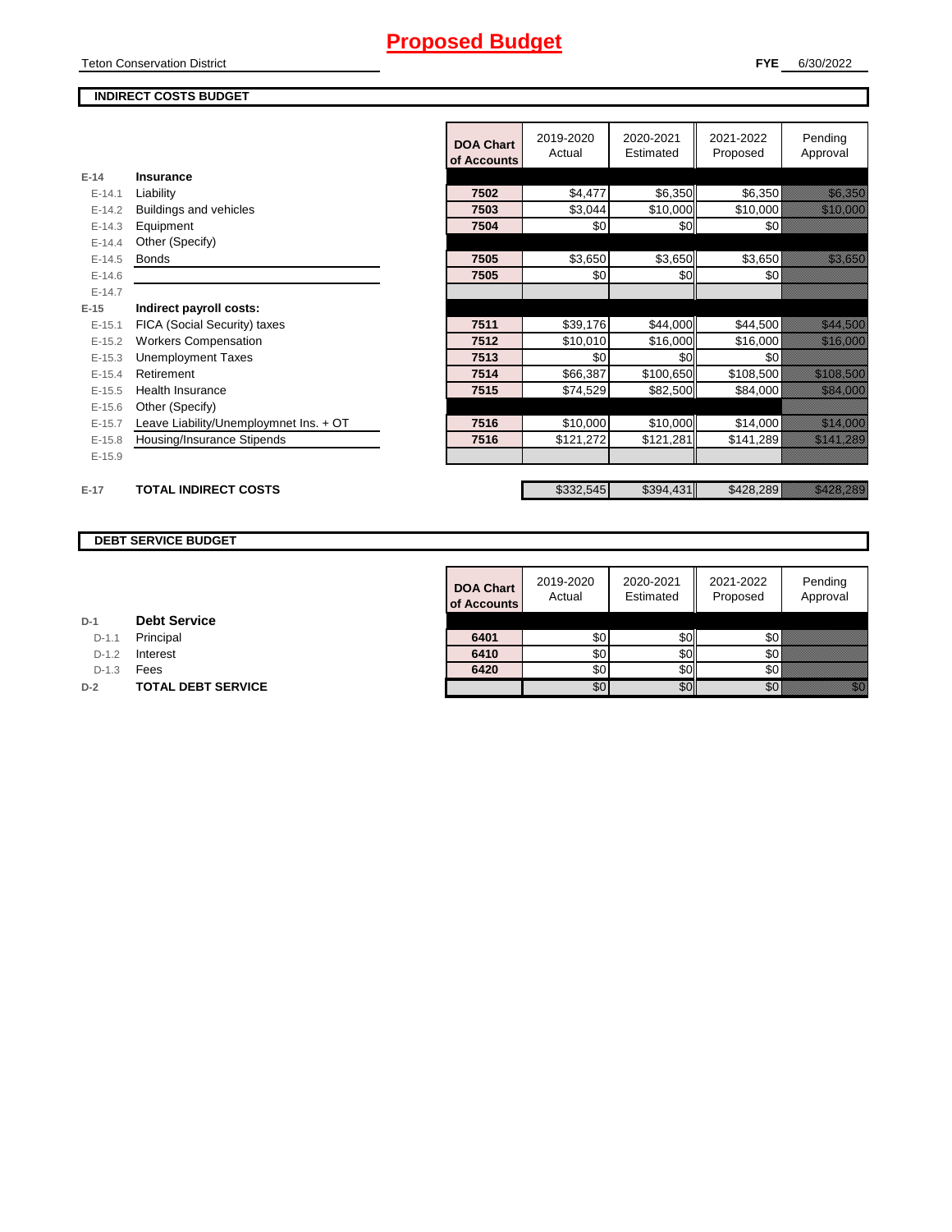# Proposed Budget

Teton Conservation District

**FYE** 6/30/2022

## INDIRECT COSTS BUDGET

| | | DOA Chart of Accounts | 2019-2020 Actual | 2020-2021 Estimated | 2021-2022 Proposed | Pending Approval |
|---|---|---|---|---|---|---|
| E-14 | **Insurance** | | | | | |
| E-14.1 | Liability | 7502 | $4,477 | $6,350 | $6,350 | $6,350 |
| E-14.2 | Buildings and vehicles | 7503 | $3,044 | $10,000 | $10,000 | $10,000 |
| E-14.3 | Equipment | 7504 | $0 | $0 | $0 | |
| E-14.4 | Other (Specify) | | | | | |
| E-14.5 | Bonds | 7505 | $3,650 | $3,650 | $3,650 | $3,650 |
| E-14.6 | | 7505 | $0 | $0 | $0 | |
| E-14.7 | | | | | | |
| E-15 | **Indirect payroll costs:** | | | | | |
| E-15.1 | FICA (Social Security) taxes | 7511 | $39,176 | $44,000 | $44,500 | $44,500 |
| E-15.2 | Workers Compensation | 7512 | $10,010 | $16,000 | $16,000 | $16,000 |
| E-15.3 | Unemployment Taxes | 7513 | $0 | $0 | $0 | |
| E-15.4 | Retirement | 7514 | $66,387 | $100,650 | $108,500 | $108,500 |
| E-15.5 | Health Insurance | 7515 | $74,529 | $82,500 | $84,000 | $84,000 |
| E-15.6 | Other (Specify) | | | | | |
| E-15.7 | Leave Liability/Unemploymnet Ins. + OT | 7516 | $10,000 | $10,000 | $14,000 | $14,000 |
| E-15.8 | Housing/Insurance Stipends | 7516 | $121,272 | $121,281 | $141,289 | $141,289 |
| E-15.9 | | | | | | |
| E-17 | **TOTAL INDIRECT COSTS** | | $332,545 | $394,431 | $428,289 | $428,289 |

## DEBT SERVICE BUDGET

| | | DOA Chart of Accounts | 2019-2020 Actual | 2020-2021 Estimated | 2021-2022 Proposed | Pending Approval |
|---|---|---|---|---|---|---|
| D-1 | **Debt Service** | | | | | |
| D-1.1 | Principal | 6401 | $0 | $0 | $0 | |
| D-1.2 | Interest | 6410 | $0 | $0 | $0 | |
| D-1.3 | Fees | 6420 | $0 | $0 | $0 | |
| D-2 | **TOTAL DEBT SERVICE** | | $0 | $0 | $0 | $0 |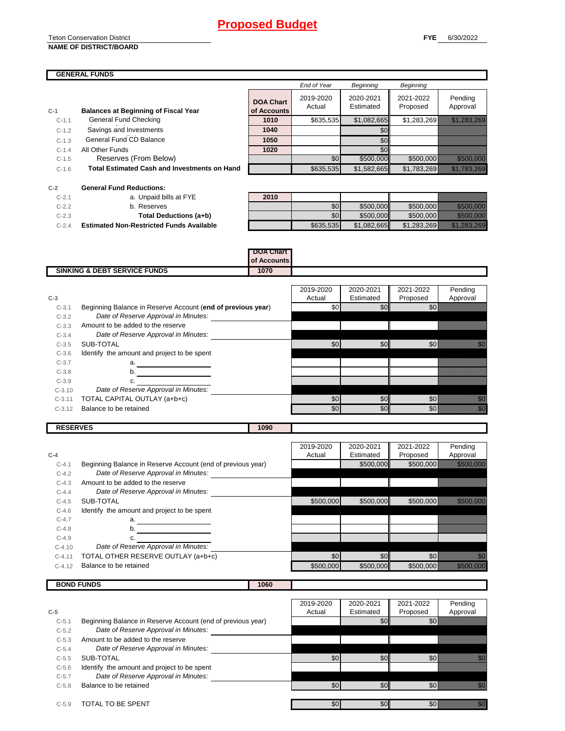# Proposed Budget

Teton Conservation District
**NAME OF DISTRICT/BOARD**

**FYE** 6/30/2022

## GENERAL FUNDS

| | | DOA Chart of Accounts | *End of Year* 2019-2020 Actual | *Beginning* 2020-2021 Estimated | *Beginning* 2021-2022 Proposed | Pending Approval |
|---|---|---|---|---|---|---|
| **C-1** | **Balances at Beginning of Fiscal Year** | | | | | |
| C-1.1 | General Fund Checking | **1010** | $635,535 | $1,082,665 | $1,283,269 | $1,283,269 |
| C-1.2 | Savings and Investments | **1040** | | $0 | | |
| C-1.3 | General Fund CD Balance | **1050** | | $0 | | |
| C-1.4 | All Other Funds | **1020** | | $0 | | |
| C-1.5 | Reserves (From Below) | | $0 | $500,000 | $500,000 | $500,000 |
| C-1.6 | **Total Estimated Cash and Investments on Hand** | | $635,535 | $1,582,665 | $1,783,269 | $1,783,269 |
| **C-2** | **General Fund Reductions:** | | | | | |
| C-2.1 | a. Unpaid bills at FYE | **2010** | | | | |
| C-2.2 | b. Reserves | | $0 | $500,000 | $500,000 | $500,000 |
| C-2.3 | **Total Deductions (a+b)** | | $0 | $500,000 | $500,000 | $500,000 |
| C-2.4 | **Estimated Non-Restricted Funds Available** | | $635,535 | $1,082,665 | $1,283,269 | $1,283,269 |

## SINKING & DEBT SERVICE FUNDS — DOA Chart of Accounts 1070

| **C-3** | | 2019-2020 Actual | 2020-2021 Estimated | 2021-2022 Proposed | Pending Approval |
|---|---|---|---|---|---|
| C-3.1 | Beginning Balance in Reserve Account (**end of previous year**) | $0 | $0 | $0 | |
| C-3.2 | *Date of Reserve Approval in Minutes:* | | | | |
| C-3.3 | Amount to be added to the reserve | | | | |
| C-3.4 | *Date of Reserve Approval in Minutes:* | | | | |
| C-3.5 | SUB-TOTAL | $0 | $0 | $0 | $0 |
| C-3.6 | Identify the amount and project to be spent | | | | |
| C-3.7 | a. | | | | |
| C-3.8 | b. | | | | |
| C-3.9 | c. | | | | |
| C-3.10 | *Date of Reserve Approval in Minutes:* | | | | |
| C-3.11 | TOTAL CAPITAL OUTLAY (a+b+c) | $0 | $0 | $0 | $0 |
| C-3.12 | Balance to be retained | $0 | $0 | $0 | $0 |

## RESERVES — 1090

| **C-4** | | 2019-2020 Actual | 2020-2021 Estimated | 2021-2022 Proposed | Pending Approval |
|---|---|---|---|---|---|
| C-4.1 | Beginning Balance in Reserve Account (end of previous year) | | $500,000 | $500,000 | $500,000 |
| C-4.2 | *Date of Reserve Approval in Minutes:* | | | | |
| C-4.3 | Amount to be added to the reserve | | | | |
| C-4.4 | *Date of Reserve Approval in Minutes:* | | | | |
| C-4.5 | SUB-TOTAL | $500,000 | $500,000 | $500,000 | $500,000 |
| C-4.6 | Identify the amount and project to be spent | | | | |
| C-4.7 | a. | | | | |
| C-4.8 | b. | | | | |
| C-4.9 | c. | | | | |
| C-4.10 | *Date of Reserve Approval in Minutes:* | | | | |
| C-4.11 | TOTAL OTHER RESERVE OUTLAY (a+b+c) | $0 | $0 | $0 | $0 |
| C-4.12 | Balance to be retained | $500,000 | $500,000 | $500,000 | $500,000 |

## BOND FUNDS — 1060

| **C-5** | | 2019-2020 Actual | 2020-2021 Estimated | 2021-2022 Proposed | Pending Approval |
|---|---|---|---|---|---|
| C-5.1 | Beginning Balance in Reserve Account (end of previous year) | | $0 | $0 | |
| C-5.2 | *Date of Reserve Approval in Minutes:* | | | | |
| C-5.3 | Amount to be added to the reserve | | | | |
| C-5.4 | *Date of Reserve Approval in Minutes:* | | | | |
| C-5.5 | SUB-TOTAL | $0 | $0 | $0 | $0 |
| C-5.6 | Identify the amount and project to be spent | | | | |
| C-5.7 | *Date of Reserve Approval in Minutes:* | | | | |
| C-5.8 | Balance to be retained | $0 | $0 | $0 | $0 |
| C-5.9 | TOTAL TO BE SPENT | $0 | $0 | $0 | $0 |